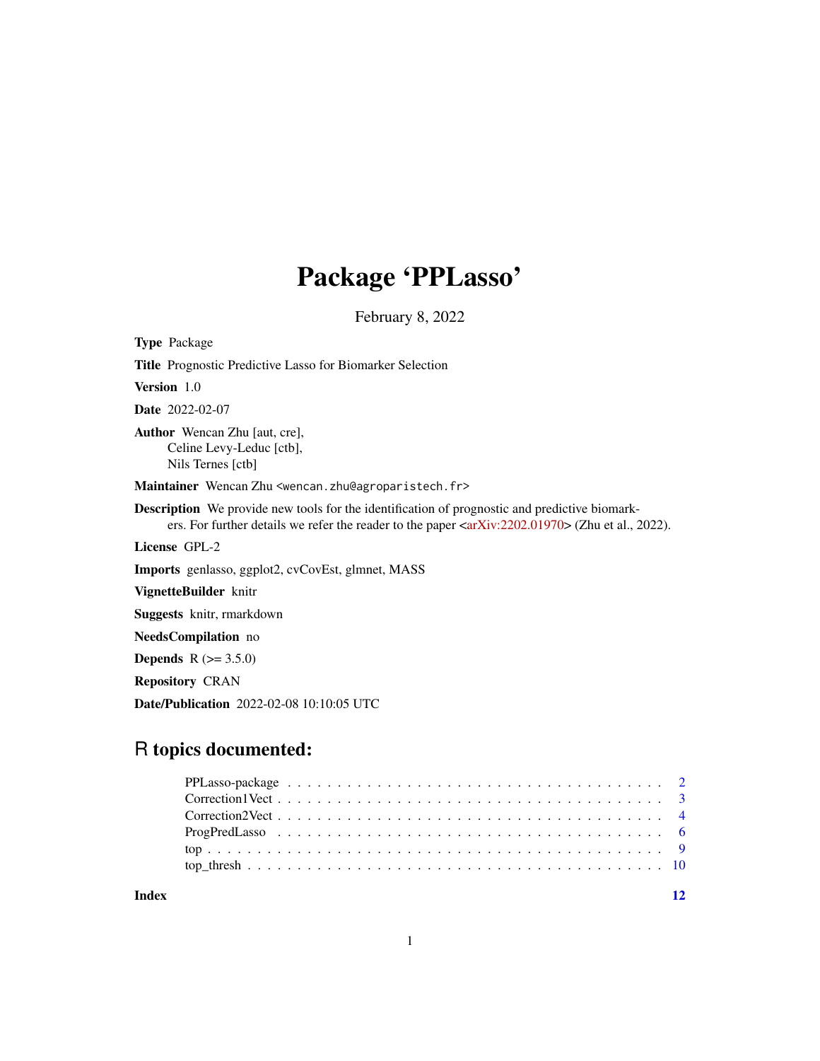# Package 'PPLasso'

February 8, 2022

**Type** Package

**Title** Prognostic Predictive Lasso for Biomarker Selection

**Version** 1.0

**Date** 2022-02-07

**Author** Wencan Zhu [aut, cre],
Celine Levy-Leduc [ctb],
Nils Ternes [ctb]

**Maintainer** Wencan Zhu <wencan.zhu@agroparistech.fr>

**Description** We provide new tools for the identification of prognostic and predictive biomarkers. For further details we refer the reader to the paper <arXiv:2202.01970> (Zhu et al., 2022).

**License** GPL-2

**Imports** genlasso, ggplot2, cvCovEst, glmnet, MASS

**VignetteBuilder** knitr

**Suggests** knitr, rmarkdown

**NeedsCompilation** no

**Depends** R (>= 3.5.0)

**Repository** CRAN

**Date/Publication** 2022-02-08 10:10:05 UTC

## R topics documented:

- PPLasso-package . . . . . . . . . . . . . . . . . . . . . . . . . . . . . . . . . . . 2
- Correction1Vect . . . . . . . . . . . . . . . . . . . . . . . . . . . . . . . . . . . 3
- Correction2Vect . . . . . . . . . . . . . . . . . . . . . . . . . . . . . . . . . . . 4
- ProgPredLasso . . . . . . . . . . . . . . . . . . . . . . . . . . . . . . . . . . . 6
- top . . . . . . . . . . . . . . . . . . . . . . . . . . . . . . . . . . . 9
- top_thresh . . . . . . . . . . . . . . . . . . . . . . . . . . . . . . . . . . . 10

**Index** 12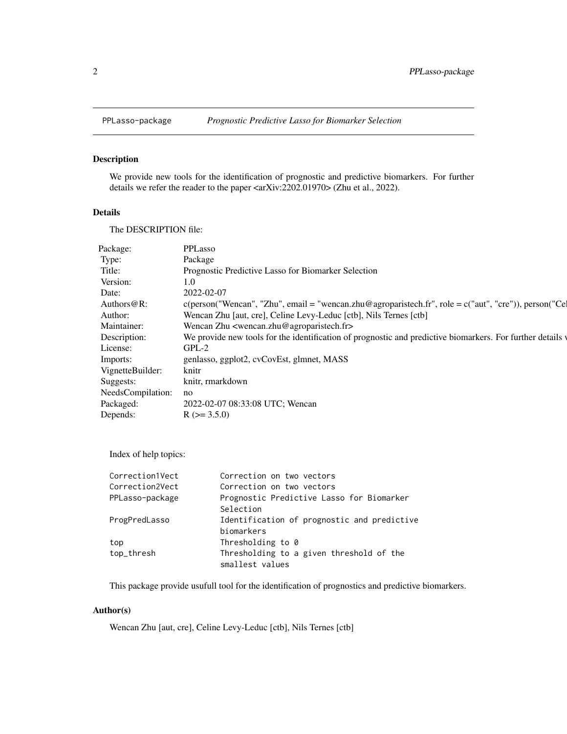## PPLasso-package *Prognostic Predictive Lasso for Biomarker Selection*

### Description

We provide new tools for the identification of prognostic and predictive biomarkers. For further details we refer the reader to the paper <arXiv:2202.01970> (Zhu et al., 2022).

### Details

The DESCRIPTION file:

| | |
|---|---|
| Package: | PPLasso |
| Type: | Package |
| Title: | Prognostic Predictive Lasso for Biomarker Selection |
| Version: | 1.0 |
| Date: | 2022-02-07 |
| Authors@R: | c(person("Wencan", "Zhu", email = "wencan.zhu@agroparistech.fr", role = c("aut", "cre")), person("Cel |
| Author: | Wencan Zhu [aut, cre], Celine Levy-Leduc [ctb], Nils Ternes [ctb] |
| Maintainer: | Wencan Zhu <wencan.zhu@agroparistech.fr> |
| Description: | We provide new tools for the identification of prognostic and predictive biomarkers. For further details v |
| License: | GPL-2 |
| Imports: | genlasso, ggplot2, cvCovEst, glmnet, MASS |
| VignetteBuilder: | knitr |
| Suggests: | knitr, rmarkdown |
| NeedsCompilation: | no |
| Packaged: | 2022-02-07 08:33:08 UTC; Wencan |
| Depends: | R (>= 3.5.0) |

Index of help topics:

```
Correction1Vect         Correction on two vectors
Correction2Vect         Correction on two vectors
PPLasso-package         Prognostic Predictive Lasso for Biomarker
                        Selection
ProgPredLasso           Identification of prognostic and predictive
                        biomarkers
top                     Thresholding to 0
top_thresh              Thresholding to a given threshold of the
                        smallest values
```

This package provide usufull tool for the identification of prognostics and predictive biomarkers.

### Author(s)

Wencan Zhu [aut, cre], Celine Levy-Leduc [ctb], Nils Ternes [ctb]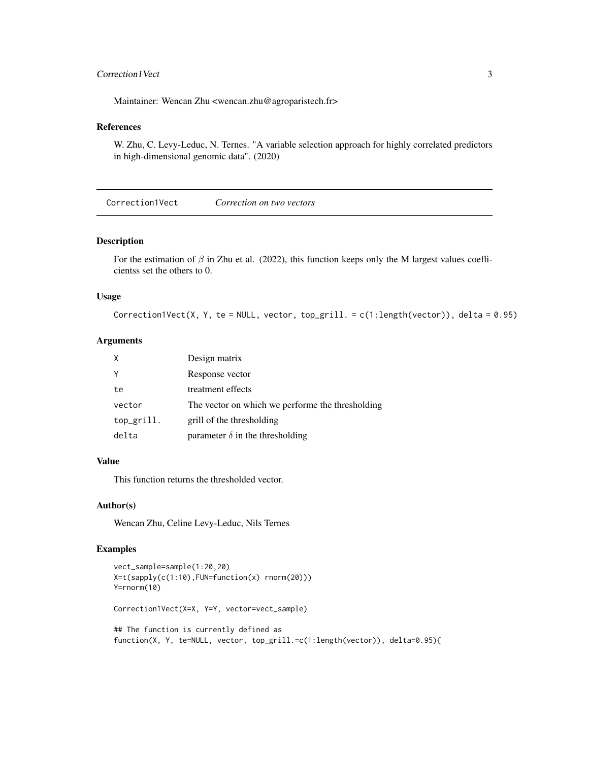Maintainer: Wencan Zhu <wencan.zhu@agroparistech.fr>

## References

W. Zhu, C. Levy-Leduc, N. Ternes. "A variable selection approach for highly correlated predictors in high-dimensional genomic data". (2020)

---

# Correction1Vect *Correction on two vectors*

## Description

For the estimation of $\beta$ in Zhu et al. (2022), this function keeps only the M largest values coefficientss set the others to 0.

## Usage

```
Correction1Vect(X, Y, te = NULL, vector, top_grill. = c(1:length(vector)), delta = 0.95)
```

## Arguments

| | |
|---|---|
| X | Design matrix |
| Y | Response vector |
| te | treatment effects |
| vector | The vector on which we performe the thresholding |
| top_grill. | grill of the thresholding |
| delta | parameter $\delta$ in the thresholding |

## Value

This function returns the thresholded vector.

## Author(s)

Wencan Zhu, Celine Levy-Leduc, Nils Ternes

## Examples

```
vect_sample=sample(1:20,20)
X=t(sapply(c(1:10),FUN=function(x) rnorm(20)))
Y=rnorm(10)

Correction1Vect(X=X, Y=Y, vector=vect_sample)

## The function is currently defined as
function(X, Y, te=NULL, vector, top_grill.=c(1:length(vector)), delta=0.95){
```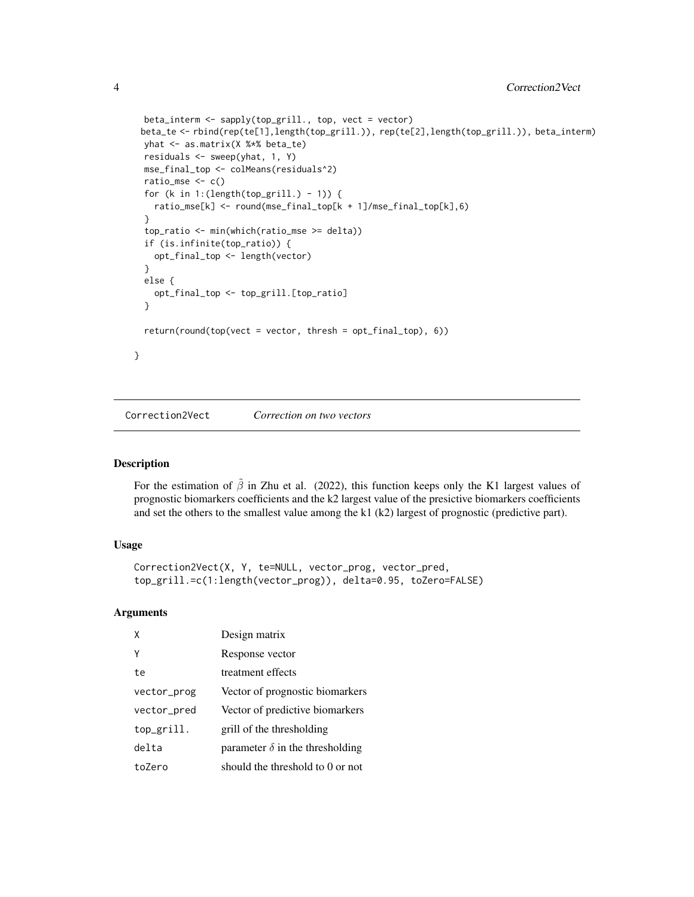```
  beta_interm <- sapply(top_grill., top, vect = vector)
  beta_te <- rbind(rep(te[1],length(top_grill.)), rep(te[2],length(top_grill.)), beta_interm)
  yhat <- as.matrix(X %*% beta_te)
  residuals <- sweep(yhat, 1, Y)
  mse_final_top <- colMeans(residuals^2)
  ratio_mse <- c()
  for (k in 1:(length(top_grill.) - 1)) {
    ratio_mse[k] <- round(mse_final_top[k + 1]/mse_final_top[k],6)
  }
  top_ratio <- min(which(ratio_mse >= delta))
  if (is.infinite(top_ratio)) {
    opt_final_top <- length(vector)
  }
  else {
    opt_final_top <- top_grill.[top_ratio]
  }

  return(round(top(vect = vector, thresh = opt_final_top), 6))

}
```

---

## Correction2Vect    *Correction on two vectors*

---

### Description

For the estimation of $\tilde{\beta}$ in Zhu et al. (2022), this function keeps only the K1 largest values of prognostic biomarkers coefficients and the k2 largest value of the presictive biomarkers coefficients and set the others to the smallest value among the k1 (k2) largest of prognostic (predictive part).

### Usage

```
Correction2Vect(X, Y, te=NULL, vector_prog, vector_pred,
top_grill.=c(1:length(vector_prog)), delta=0.95, toZero=FALSE)
```

### Arguments

| | |
|---|---|
| X | Design matrix |
| Y | Response vector |
| te | treatment effects |
| vector_prog | Vector of prognostic biomarkers |
| vector_pred | Vector of predictive biomarkers |
| top_grill. | grill of the thresholding |
| delta | parameter $\delta$ in the thresholding |
| toZero | should the threshold to 0 or not |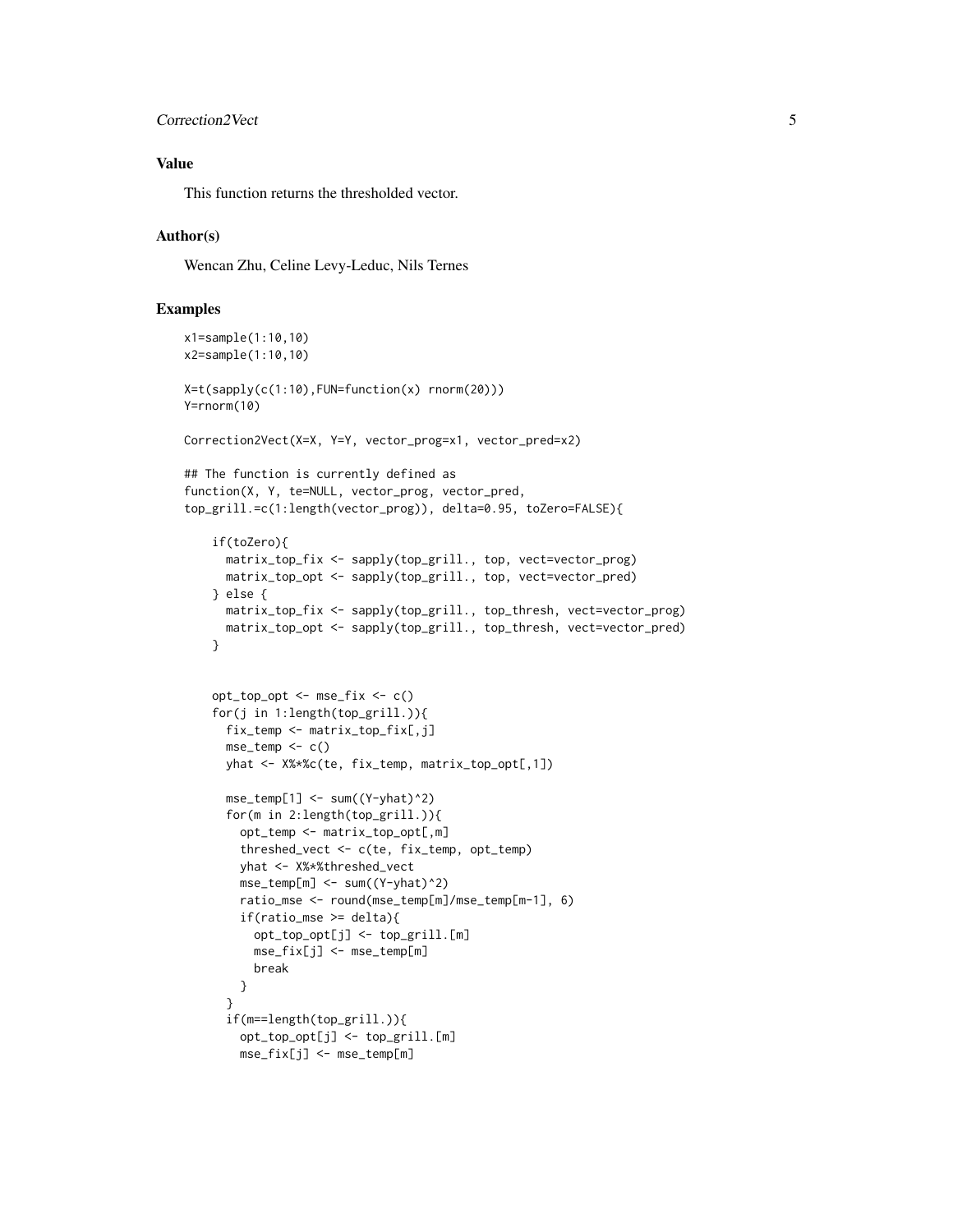## Value

This function returns the thresholded vector.

## Author(s)

Wencan Zhu, Celine Levy-Leduc, Nils Ternes

## Examples

```
x1=sample(1:10,10)
x2=sample(1:10,10)

X=t(sapply(c(1:10),FUN=function(x) rnorm(20)))
Y=rnorm(10)

Correction2Vect(X=X, Y=Y, vector_prog=x1, vector_pred=x2)

## The function is currently defined as
function(X, Y, te=NULL, vector_prog, vector_pred,
top_grill.=c(1:length(vector_prog)), delta=0.95, toZero=FALSE){

    if(toZero){
      matrix_top_fix <- sapply(top_grill., top, vect=vector_prog)
      matrix_top_opt <- sapply(top_grill., top, vect=vector_pred)
    } else {
      matrix_top_fix <- sapply(top_grill., top_thresh, vect=vector_prog)
      matrix_top_opt <- sapply(top_grill., top_thresh, vect=vector_pred)
    }


    opt_top_opt <- mse_fix <- c()
    for(j in 1:length(top_grill.)){
      fix_temp <- matrix_top_fix[,j]
      mse_temp <- c()
      yhat <- X%*%c(te, fix_temp, matrix_top_opt[,1])

      mse_temp[1] <- sum((Y-yhat)^2)
      for(m in 2:length(top_grill.)){
        opt_temp <- matrix_top_opt[,m]
        threshed_vect <- c(te, fix_temp, opt_temp)
        yhat <- X%*%threshed_vect
        mse_temp[m] <- sum((Y-yhat)^2)
        ratio_mse <- round(mse_temp[m]/mse_temp[m-1], 6)
        if(ratio_mse >= delta){
          opt_top_opt[j] <- top_grill.[m]
          mse_fix[j] <- mse_temp[m]
          break
        }
      }
      if(m==length(top_grill.)){
        opt_top_opt[j] <- top_grill.[m]
        mse_fix[j] <- mse_temp[m]
```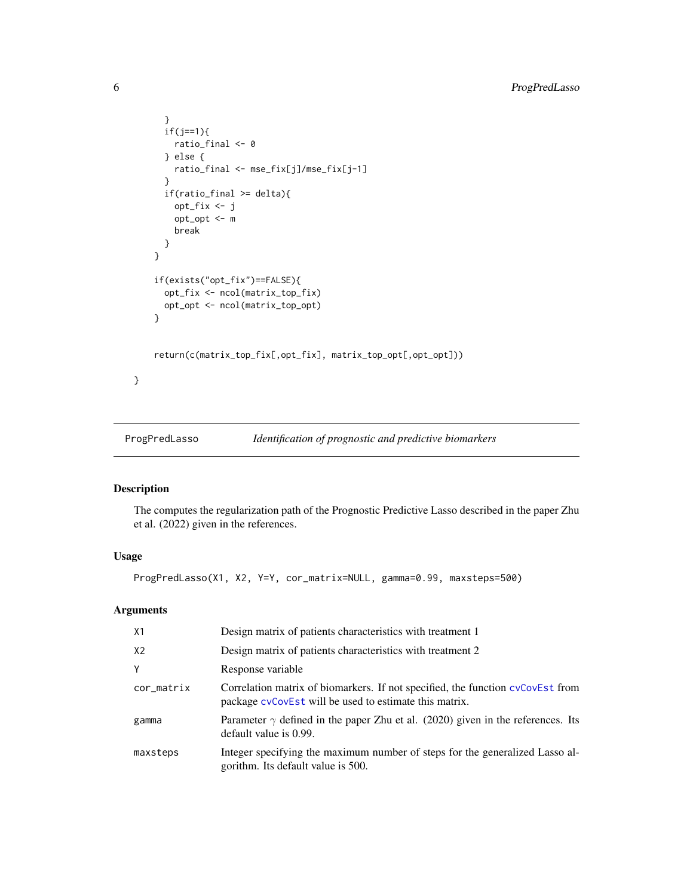```
    }
    if(j==1){
      ratio_final <- 0
    } else {
      ratio_final <- mse_fix[j]/mse_fix[j-1]
    }
    if(ratio_final >= delta){
      opt_fix <- j
      opt_opt <- m
      break
    }
  }

  if(exists("opt_fix")==FALSE){
    opt_fix <- ncol(matrix_top_fix)
    opt_opt <- ncol(matrix_top_opt)
  }


  return(c(matrix_top_fix[,opt_fix], matrix_top_opt[,opt_opt]))

}
```

## ProgPredLasso — *Identification of prognostic and predictive biomarkers*

### Description

The computes the regularization path of the Prognostic Predictive Lasso described in the paper Zhu et al. (2022) given in the references.

### Usage

```
ProgPredLasso(X1, X2, Y=Y, cor_matrix=NULL, gamma=0.99, maxsteps=500)
```

### Arguments

| Argument | Description |
|---|---|
| `X1` | Design matrix of patients characteristics with treatment 1 |
| `X2` | Design matrix of patients characteristics with treatment 2 |
| `Y` | Response variable |
| `cor_matrix` | Correlation matrix of biomarkers. If not specified, the function `cvCovEst` from package `cvCovEst` will be used to estimate this matrix. |
| `gamma` | Parameter $\gamma$ defined in the paper Zhu et al. (2020) given in the references. Its default value is 0.99. |
| `maxsteps` | Integer specifying the maximum number of steps for the generalized Lasso algorithm. Its default value is 500. |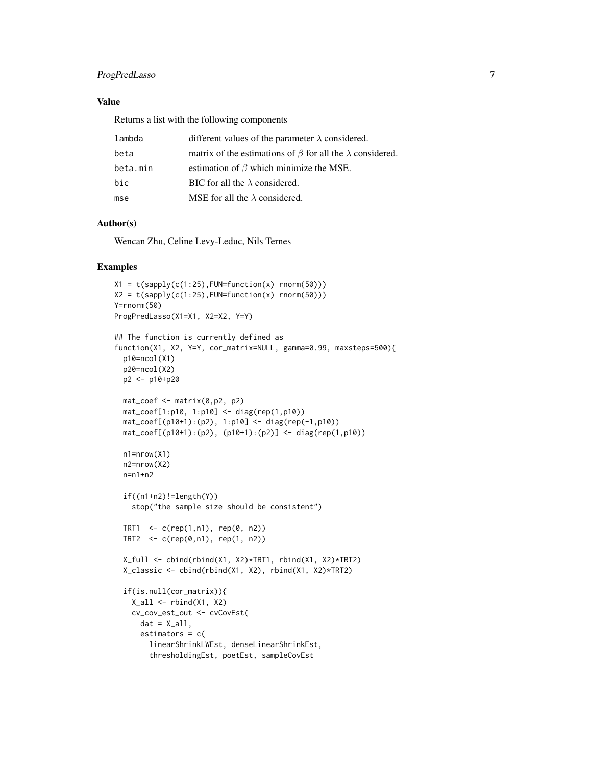## Value

Returns a list with the following components

| | |
|---|---|
| lambda | different values of the parameter $\lambda$ considered. |
| beta | matrix of the estimations of $\beta$ for all the $\lambda$ considered. |
| beta.min | estimation of $\beta$ which minimize the MSE. |
| bic | BIC for all the $\lambda$ considered. |
| mse | MSE for all the $\lambda$ considered. |

## Author(s)

Wencan Zhu, Celine Levy-Leduc, Nils Ternes

## Examples

```
X1 = t(sapply(c(1:25),FUN=function(x) rnorm(50)))
X2 = t(sapply(c(1:25),FUN=function(x) rnorm(50)))
Y=rnorm(50)
ProgPredLasso(X1=X1, X2=X2, Y=Y)

## The function is currently defined as
function(X1, X2, Y=Y, cor_matrix=NULL, gamma=0.99, maxsteps=500){
  p10=ncol(X1)
  p20=ncol(X2)
  p2 <- p10+p20

  mat_coef <- matrix(0,p2, p2)
  mat_coef[1:p10, 1:p10] <- diag(rep(1,p10))
  mat_coef[(p10+1):(p2), 1:p10] <- diag(rep(-1,p10))
  mat_coef[(p10+1):(p2), (p10+1):(p2)] <- diag(rep(1,p10))

  n1=nrow(X1)
  n2=nrow(X2)
  n=n1+n2

  if((n1+n2)!=length(Y))
    stop("the sample size should be consistent")

  TRT1  <- c(rep(1,n1), rep(0, n2))
  TRT2  <- c(rep(0,n1), rep(1, n2))

  X_full <- cbind(rbind(X1, X2)*TRT1, rbind(X1, X2)*TRT2)
  X_classic <- cbind(rbind(X1, X2), rbind(X1, X2)*TRT2)

  if(is.null(cor_matrix)){
    X_all <- rbind(X1, X2)
    cv_cov_est_out <- cvCovEst(
      dat = X_all,
      estimators = c(
        linearShrinkLWEst, denseLinearShrinkEst,
        thresholdingEst, poetEst, sampleCovEst
```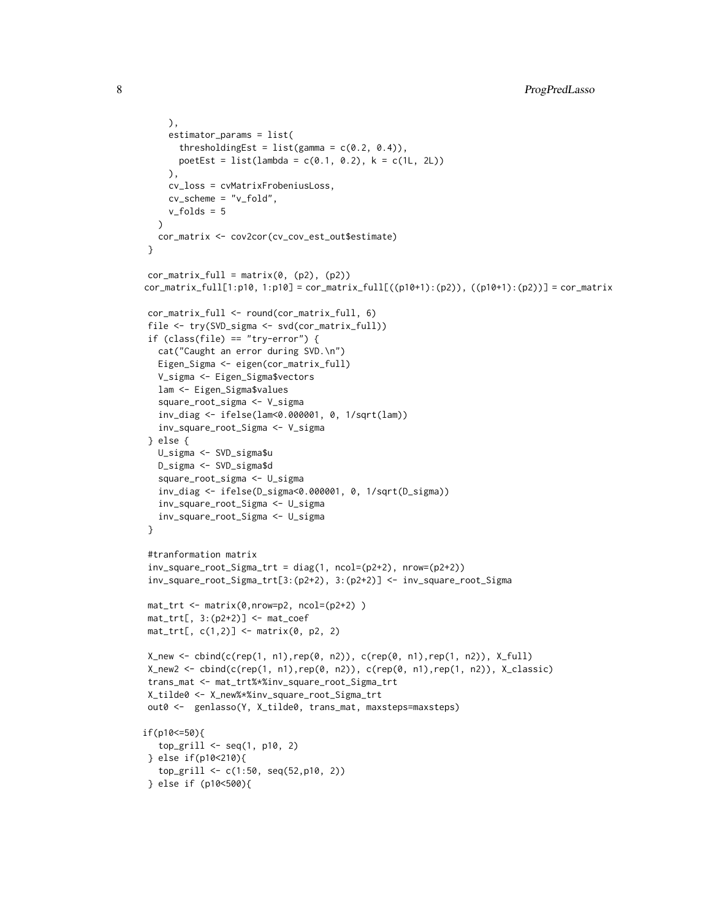```
    ),
    estimator_params = list(
      thresholdingEst = list(gamma = c(0.2, 0.4)),
      poetEst = list(lambda = c(0.1, 0.2), k = c(1L, 2L))
    ),
    cv_loss = cvMatrixFrobeniusLoss,
    cv_scheme = "v_fold",
    v_folds = 5
  )
  cor_matrix <- cov2cor(cv_cov_est_out$estimate)
}

cor_matrix_full = matrix(0, (p2), (p2))
cor_matrix_full[1:p10, 1:p10] = cor_matrix_full[((p10+1):(p2)), ((p10+1):(p2))] = cor_matrix

cor_matrix_full <- round(cor_matrix_full, 6)
file <- try(SVD_sigma <- svd(cor_matrix_full))
if (class(file) == "try-error") {
  cat("Caught an error during SVD.\n")
  Eigen_Sigma <- eigen(cor_matrix_full)
  V_sigma <- Eigen_Sigma$vectors
  lam <- Eigen_Sigma$values
  square_root_sigma <- V_sigma
  inv_diag <- ifelse(lam<0.000001, 0, 1/sqrt(lam))
  inv_square_root_Sigma <- V_sigma
} else {
  U_sigma <- SVD_sigma$u
  D_sigma <- SVD_sigma$d
  square_root_sigma <- U_sigma
  inv_diag <- ifelse(D_sigma<0.000001, 0, 1/sqrt(D_sigma))
  inv_square_root_Sigma <- U_sigma
  inv_square_root_Sigma <- U_sigma
}

#tranformation matrix
inv_square_root_Sigma_trt = diag(1, ncol=(p2+2), nrow=(p2+2))
inv_square_root_Sigma_trt[3:(p2+2), 3:(p2+2)] <- inv_square_root_Sigma

mat_trt <- matrix(0,nrow=p2, ncol=(p2+2) )
mat_trt[, 3:(p2+2)] <- mat_coef
mat_trt[, c(1,2)] <- matrix(0, p2, 2)

X_new <- cbind(c(rep(1, n1),rep(0, n2)), c(rep(0, n1),rep(1, n2)), X_full)
X_new2 <- cbind(c(rep(1, n1),rep(0, n2)), c(rep(0, n1),rep(1, n2)), X_classic)
trans_mat <- mat_trt%*%inv_square_root_Sigma_trt
X_tilde0 <- X_new%*%inv_square_root_Sigma_trt
out0 <-  genlasso(Y, X_tilde0, trans_mat, maxsteps=maxsteps)

if(p10<=50){
  top_grill <- seq(1, p10, 2)
} else if(p10<210){
  top_grill <- c(1:50, seq(52,p10, 2))
} else if (p10<500){
```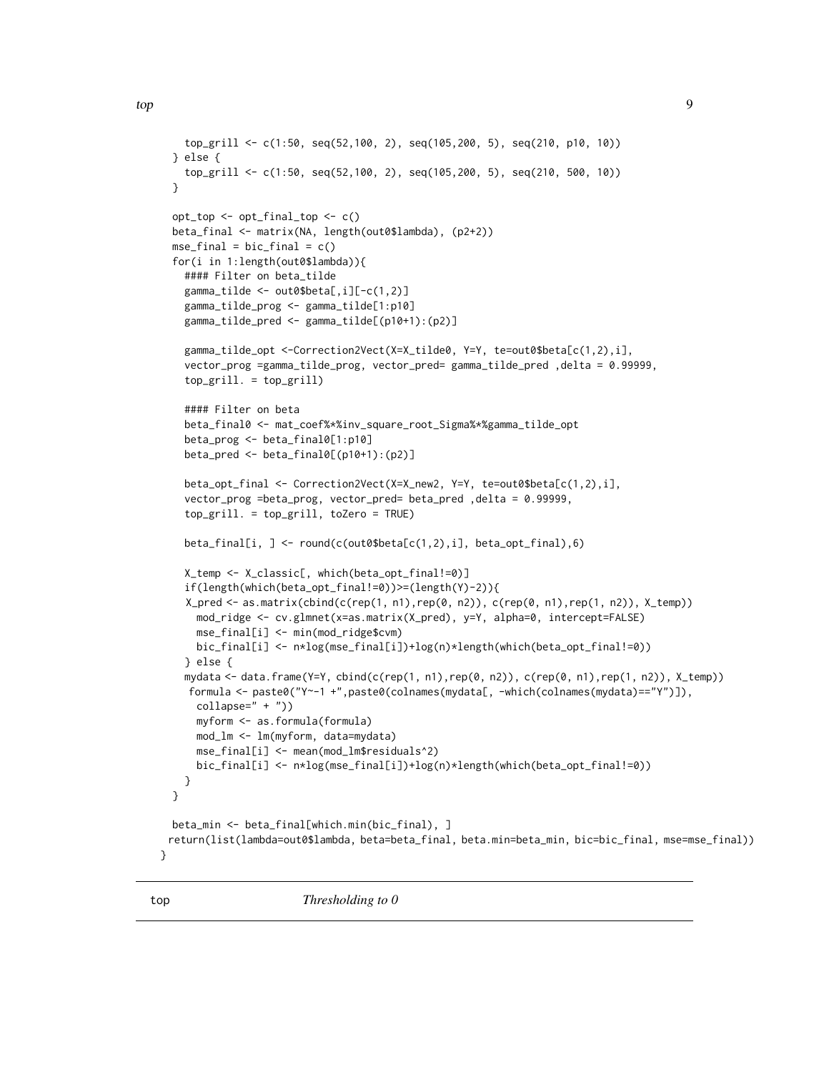```
    top_grill <- c(1:50, seq(52,100, 2), seq(105,200, 5), seq(210, p10, 10))
  } else {
    top_grill <- c(1:50, seq(52,100, 2), seq(105,200, 5), seq(210, 500, 10))
  }

  opt_top <- opt_final_top <- c()
  beta_final <- matrix(NA, length(out0$lambda), (p2+2))
  mse_final = bic_final = c()
  for(i in 1:length(out0$lambda)){
    #### Filter on beta_tilde
    gamma_tilde <- out0$beta[,i][-c(1,2)]
    gamma_tilde_prog <- gamma_tilde[1:p10]
    gamma_tilde_pred <- gamma_tilde[(p10+1):(p2)]

    gamma_tilde_opt <-Correction2Vect(X=X_tilde0, Y=Y, te=out0$beta[c(1,2),i],
    vector_prog =gamma_tilde_prog, vector_pred= gamma_tilde_pred ,delta = 0.99999,
    top_grill. = top_grill)

    #### Filter on beta
    beta_final0 <- mat_coef%*%inv_square_root_Sigma%*%gamma_tilde_opt
    beta_prog <- beta_final0[1:p10]
    beta_pred <- beta_final0[(p10+1):(p2)]

    beta_opt_final <- Correction2Vect(X=X_new2, Y=Y, te=out0$beta[c(1,2),i],
    vector_prog =beta_prog, vector_pred= beta_pred ,delta = 0.99999,
    top_grill. = top_grill, toZero = TRUE)

    beta_final[i, ] <- round(c(out0$beta[c(1,2),i], beta_opt_final),6)

    X_temp <- X_classic[, which(beta_opt_final!=0)]
    if(length(which(beta_opt_final!=0))>=(length(Y)-2)){
    X_pred <- as.matrix(cbind(c(rep(1, n1),rep(0, n2)), c(rep(0, n1),rep(1, n2)), X_temp))
      mod_ridge <- cv.glmnet(x=as.matrix(X_pred), y=Y, alpha=0, intercept=FALSE)
      mse_final[i] <- min(mod_ridge$cvm)
      bic_final[i] <- n*log(mse_final[i])+log(n)*length(which(beta_opt_final!=0))
    } else {
    mydata <- data.frame(Y=Y, cbind(c(rep(1, n1),rep(0, n2)), c(rep(0, n1),rep(1, n2)), X_temp))
     formula <- paste0("Y~-1 +",paste0(colnames(mydata[, -which(colnames(mydata)=="Y")]),
      collapse=" + "))
      myform <- as.formula(formula)
      mod_lm <- lm(myform, data=mydata)
      mse_final[i] <- mean(mod_lm$residuals^2)
      bic_final[i] <- n*log(mse_final[i])+log(n)*length(which(beta_opt_final!=0))
    }
  }

  beta_min <- beta_final[which.min(bic_final), ]
 return(list(lambda=out0$lambda, beta=beta_final, beta.min=beta_min, bic=bic_final, mse=mse_final))
}
```

top    *Thresholding to 0*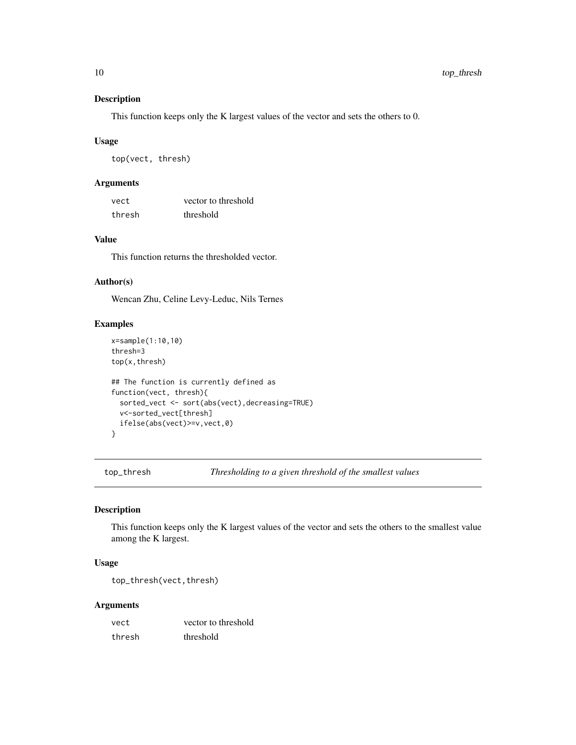### Description

This function keeps only the K largest values of the vector and sets the others to 0.

### Usage

```
top(vect, thresh)
```

### Arguments

| | |
|---|---|
| vect | vector to threshold |
| thresh | threshold |

### Value

This function returns the thresholded vector.

### Author(s)

Wencan Zhu, Celine Levy-Leduc, Nils Ternes

### Examples

```
x=sample(1:10,10)
thresh=3
top(x,thresh)

## The function is currently defined as
function(vect, thresh){
  sorted_vect <- sort(abs(vect),decreasing=TRUE)
  v<-sorted_vect[thresh]
  ifelse(abs(vect)>=v,vect,0)
}
```

---

## top_thresh — *Thresholding to a given threshold of the smallest values*

---

### Description

This function keeps only the K largest values of the vector and sets the others to the smallest value among the K largest.

### Usage

```
top_thresh(vect,thresh)
```

### Arguments

| | |
|---|---|
| vect | vector to threshold |
| thresh | threshold |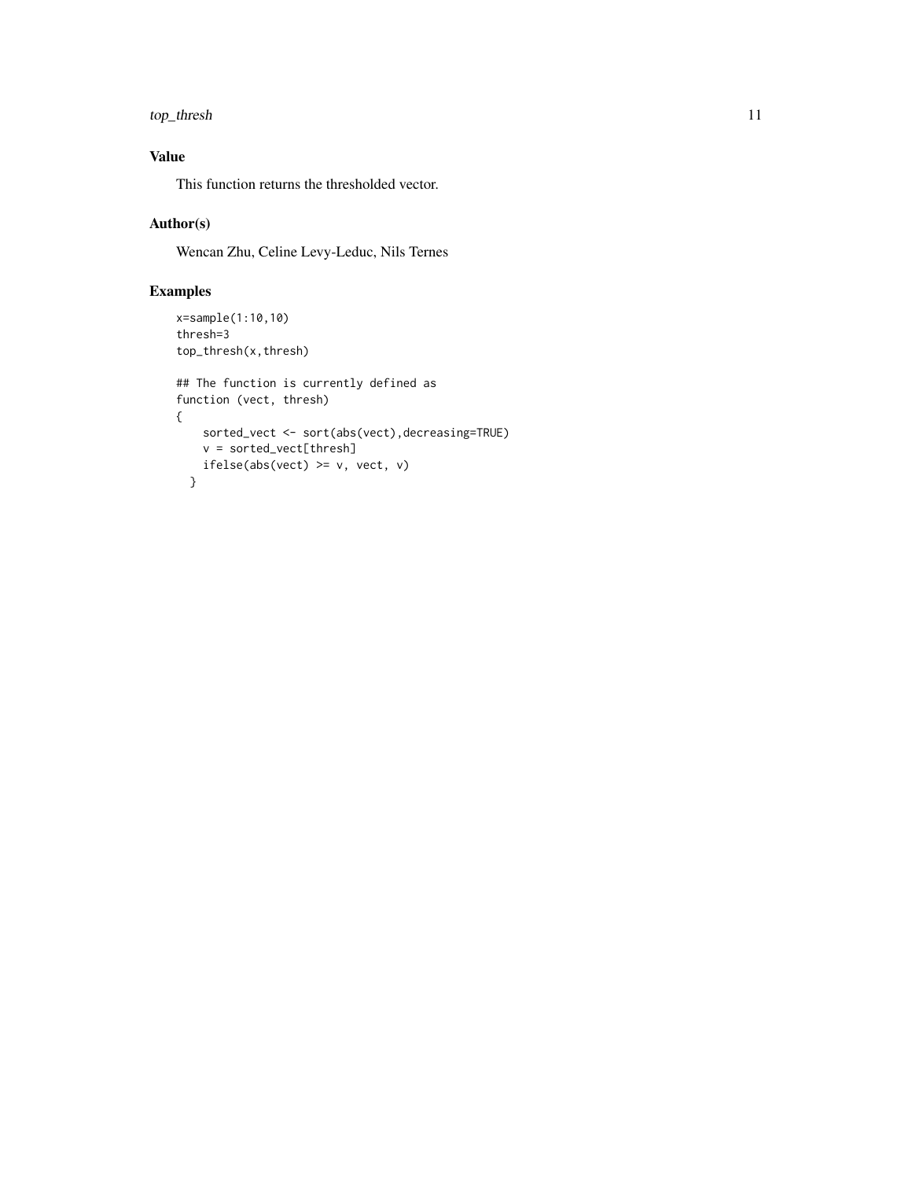## Value

This function returns the thresholded vector.

## Author(s)

Wencan Zhu, Celine Levy-Leduc, Nils Ternes

## Examples

```
x=sample(1:10,10)
thresh=3
top_thresh(x,thresh)

## The function is currently defined as
function (vect, thresh)
{
    sorted_vect <- sort(abs(vect),decreasing=TRUE)
    v = sorted_vect[thresh]
    ifelse(abs(vect) >= v, vect, v)
  }
```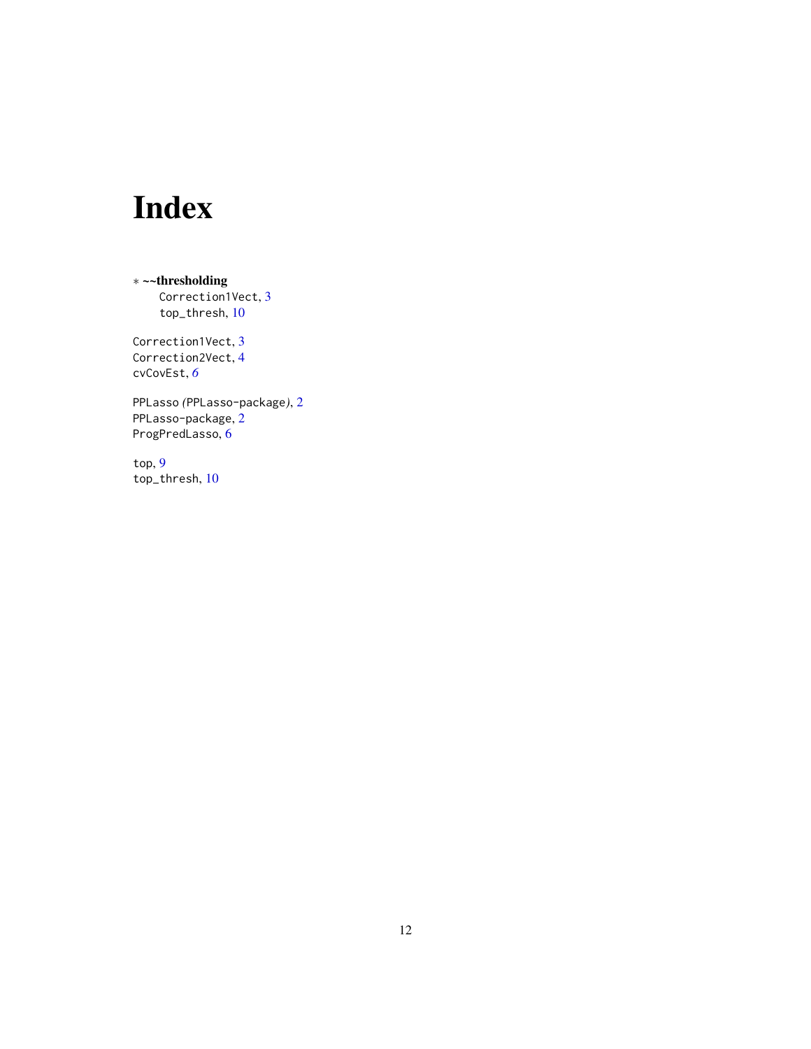# Index

* ~~thresholding
    Correction1Vect, 3
    top_thresh, 10

Correction1Vect, 3
Correction2Vect, 4
cvCovEst, *6*

PPLasso (PPLasso-package), 2
PPLasso-package, 2
ProgPredLasso, 6

top, 9
top_thresh, 10